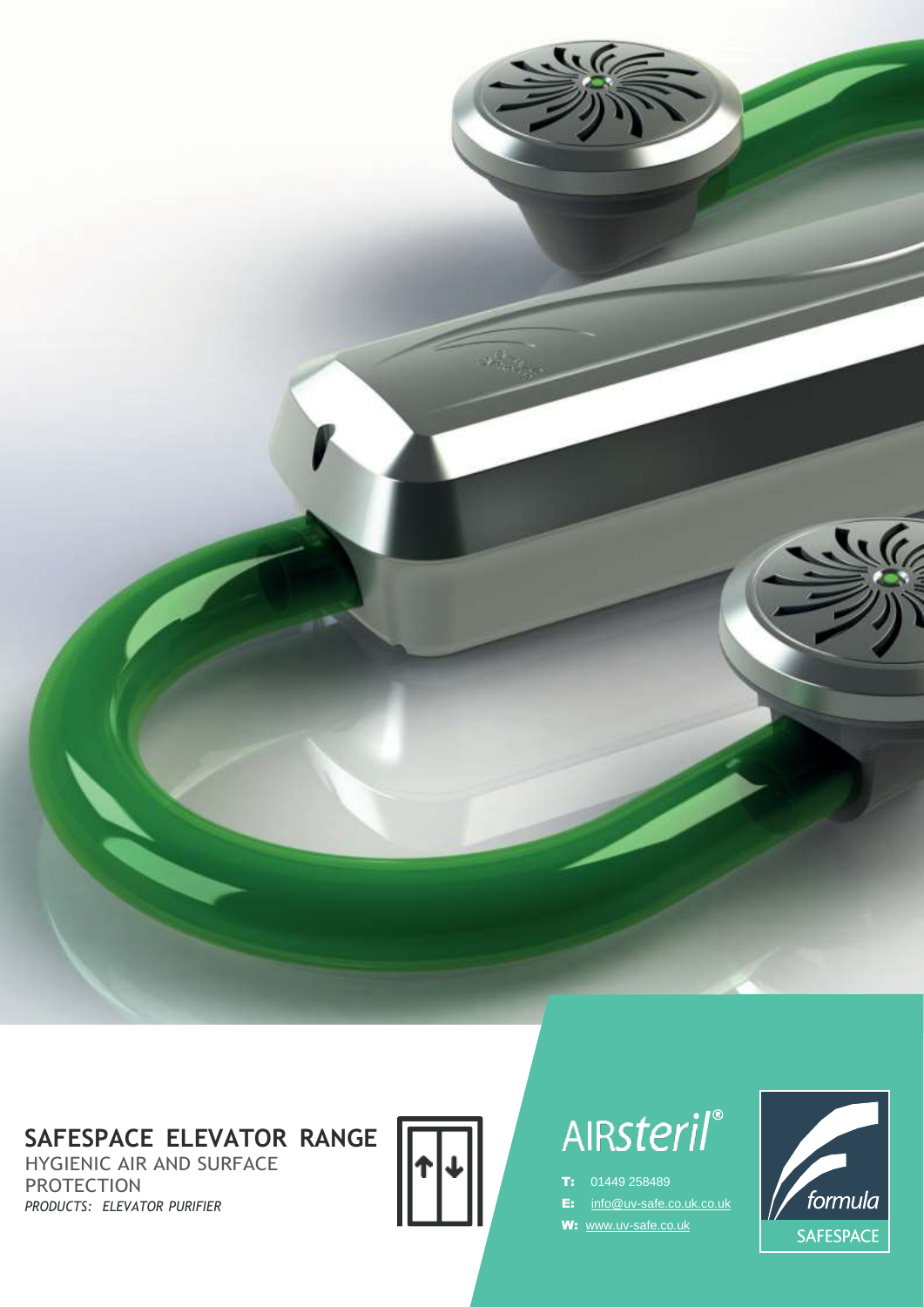# SAFESPACE ELEVATOR RANGE

HYGIENIC AIR AND SURFACE PROTECTION

*PRODUCTS: ELEVATOR PURIFIER*

AIRsteril®

**T:** 01449 258489

**E:** info@uv-safe.co.uk.co.uk

**W:** www.uv-safe.co.uk

formula SAFESPACE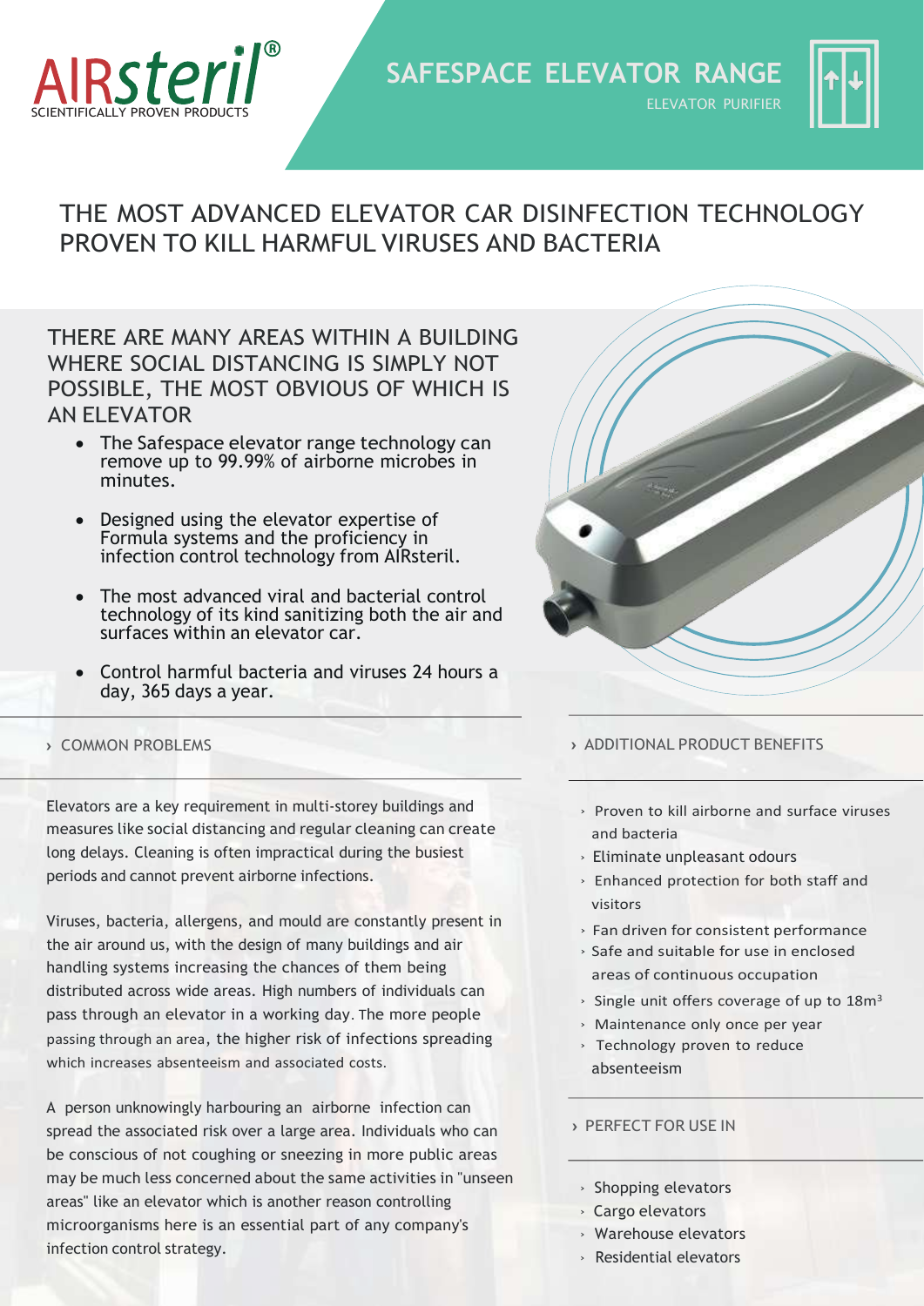AIRsteril®
SCIENTIFICALLY PROVEN PRODUCTS

# SAFESPACE ELEVATOR RANGE

ELEVATOR PURIFIER

## THE MOST ADVANCED ELEVATOR CAR DISINFECTION TECHNOLOGY PROVEN TO KILL HARMFUL VIRUSES AND BACTERIA

### THERE ARE MANY AREAS WITHIN A BUILDING WHERE SOCIAL DISTANCING IS SIMPLY NOT POSSIBLE, THE MOST OBVIOUS OF WHICH IS AN ELEVATOR

- The Safespace elevator range technology can remove up to 99.99% of airborne microbes in minutes.
- Designed using the elevator expertise of Formula systems and the proficiency in infection control technology from AIRsteril.
- The most advanced viral and bacterial control technology of its kind sanitizing both the air and surfaces within an elevator car.
- Control harmful bacteria and viruses 24 hours a day, 365 days a year.

### › COMMON PROBLEMS

Elevators are a key requirement in multi-storey buildings and measures like social distancing and regular cleaning can create long delays. Cleaning is often impractical during the busiest periods and cannot prevent airborne infections.

Viruses, bacteria, allergens, and mould are constantly present in the air around us, with the design of many buildings and air handling systems increasing the chances of them being distributed across wide areas. High numbers of individuals can pass through an elevator in a working day. The more people passing through an area, the higher risk of infections spreading which increases absenteeism and associated costs.

A person unknowingly harbouring an airborne infection can spread the associated risk over a large area. Individuals who can be conscious of not coughing or sneezing in more public areas may be much less concerned about the same activities in "unseen areas" like an elevator which is another reason controlling microorganisms here is an essential part of any company's infection control strategy.

### › ADDITIONAL PRODUCT BENEFITS

- Proven to kill airborne and surface viruses and bacteria
- Eliminate unpleasant odours
- Enhanced protection for both staff and visitors
- Fan driven for consistent performance
- Safe and suitable for use in enclosed areas of continuous occupation
- Single unit offers coverage of up to 18m³
- Maintenance only once per year
- Technology proven to reduce absenteeism

### › PERFECT FOR USE IN

- Shopping elevators
- Cargo elevators
- Warehouse elevators
- Residential elevators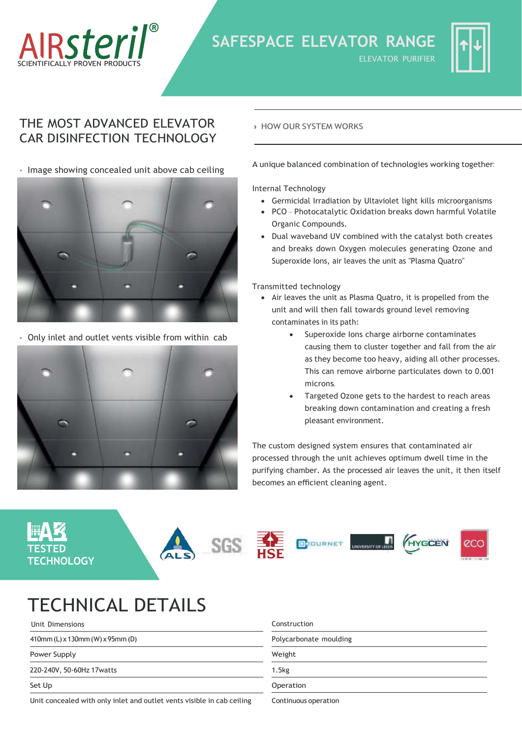AIRsteril®
SCIENTIFICALLY PROVEN PRODUCTS

# SAFESPACE ELEVATOR RANGE

ELEVATOR PURIFIER

## THE MOST ADVANCED ELEVATOR CAR DISINFECTION TECHNOLOGY

› Image showing concealed unit above cab ceiling

› Only inlet and outlet vents visible from within cab

› HOW OUR SYSTEM WORKS

A unique balanced combination of technologies working together:

Internal Technology

- Germicidal Irradiation by Ultaviolet light kills microorganisms
- PCO - Photocatalytic Oxidation breaks down harmful Volatile Organic Compounds.
- Dual waveband UV combined with the catalyst both creates and breaks down Oxygen molecules generating Ozone and Superoxide Ions, air leaves the unit as "Plasma Quatro"

Transmitted technology

- Air leaves the unit as Plasma Quatro, it is propelled from the unit and will then fall towards ground level removing contaminates in its path:
  - Superoxide Ions charge airborne contaminates causing them to cluster together and fall from the air as they become too heavy, aiding all other processes. This can remove airborne particulates down to 0.001 microns.
  - Targeted Ozone gets to the hardest to reach areas breaking down contamination and creating a fresh pleasant environment.

The custom designed system ensures that contaminated air processed through the unit achieves optimum dwell time in the purifying chamber. As the processed air leaves the unit, it then itself becomes an efficient cleaning agent.

LAB TESTED TECHNOLOGY

ALS SGS HSE DOURNET UNIVERSITY OF LEEDS HYGCEN eco

# TECHNICAL DETAILS

| | |
|---|---|
| Unit Dimensions | Construction |
| 410mm (L) x 130mm (W) x 95mm (D) | Polycarbonate moulding |
| Power Supply | Weight |
| 220-240V, 50-60Hz 17watts | 1.5kg |
| Set Up | Operation |
| Unit concealed with only inlet and outlet vents visible in cab ceiling | Continuous operation |